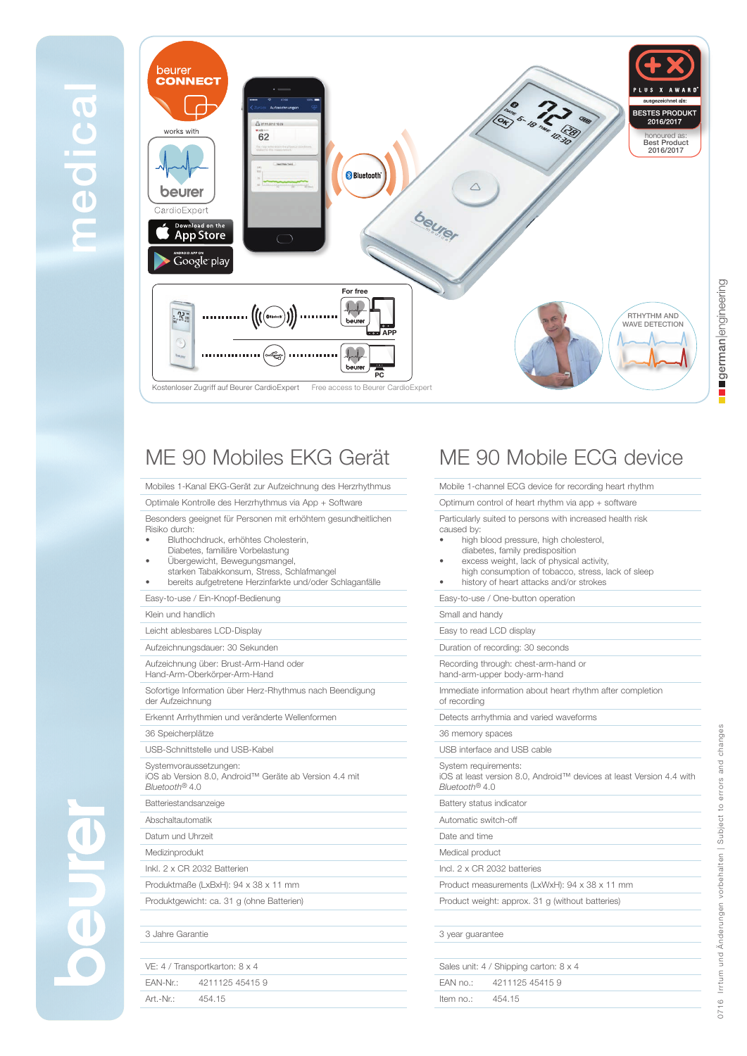beurer CONNECT

works with

beurer CardioExpert

Download on the App Store

Google play

Bluetooth

PLUS X AWARD – ausgezeichnet als: BESTES PRODUKT 2016/2017 – honoured as: Best Product 2016/2017

For free

APP

PC

Kostenloser Zugriff auf Beurer CardioExpert    Free access to Beurer CardioExpert

RTHYTHM AND WAVE DETECTION

# ME 90 Mobiles EKG Gerät

- Mobiles 1-Kanal EKG-Gerät zur Aufzeichnung des Herzrhythmus
- Optimale Kontrolle des Herzrhythmus via App + Software
- Besonders geeignet für Personen mit erhöhtem gesundheitlichen Risiko durch:
  - Bluthochdruck, erhöhtes Cholesterin, Diabetes, familiäre Vorbelastung
  - Übergewicht, Bewegungsmangel, starken Tabakkonsum, Stress, Schlafmangel
  - bereits aufgetretene Herzinfarkte und/oder Schlaganfälle
- Easy-to-use / Ein-Knopf-Bedienung
- Klein und handlich
- Leicht ablesbares LCD-Display
- Aufzeichnungsdauer: 30 Sekunden
- Aufzeichnung über: Brust-Arm-Hand oder Hand-Arm-Oberkörper-Arm-Hand
- Sofortige Information über Herz-Rhythmus nach Beendigung der Aufzeichnung
- Erkennt Arrhythmien und veränderte Wellenformen
- 36 Speicherplätze
- USB-Schnittstelle und USB-Kabel
- Systemvoraussetzungen: iOS ab Version 8.0, Android™ Geräte ab Version 4.4 mit *Bluetooth*® 4.0
- Batteriestandsanzeige
- Abschaltautomatik
- Datum und Uhrzeit
- Medizinprodukt
- Inkl. 2 x CR 2032 Batterien
- Produktmaße (LxBxH): 94 x 38 x 11 mm
- Produktgewicht: ca. 31 g (ohne Batterien)

3 Jahre Garantie

VE: 4 / Transportkarton: 8 x 4

EAN-Nr.: 4211125 45415 9

Art.-Nr.: 454.15

# ME 90 Mobile ECG device

- Mobile 1-channel ECG device for recording heart rhythm
- Optimum control of heart rhythm via app + software
- Particularly suited to persons with increased health risk caused by:
  - high blood pressure, high cholesterol, diabetes, family predisposition
  - excess weight, lack of physical activity, high consumption of tobacco, stress, lack of sleep
  - history of heart attacks and/or strokes
- Easy-to-use / One-button operation
- Small and handy
- Easy to read LCD display
- Duration of recording: 30 seconds
- Recording through: chest-arm-hand or hand-arm-upper body-arm-hand
- Immediate information about heart rhythm after completion of recording
- Detects arrhythmia and varied waveforms
- 36 memory spaces
- USB interface and USB cable
- System requirements: iOS at least version 8.0, Android™ devices at least Version 4.4 with *Bluetooth*® 4.0
- Battery status indicator
- Automatic switch-off
- Date and time
- Medical product
- Incl. 2 x CR 2032 batteries
- Product measurements (LxWxH): 94 x 38 x 11 mm
- Product weight: approx. 31 g (without batteries)

3 year guarantee

Sales unit: 4 / Shipping carton: 8 x 4

EAN no.: 4211125 45415 9

Item no.: 454.15

0716 Irrtum und Änderungen vorbehalten | Subject to errors and changes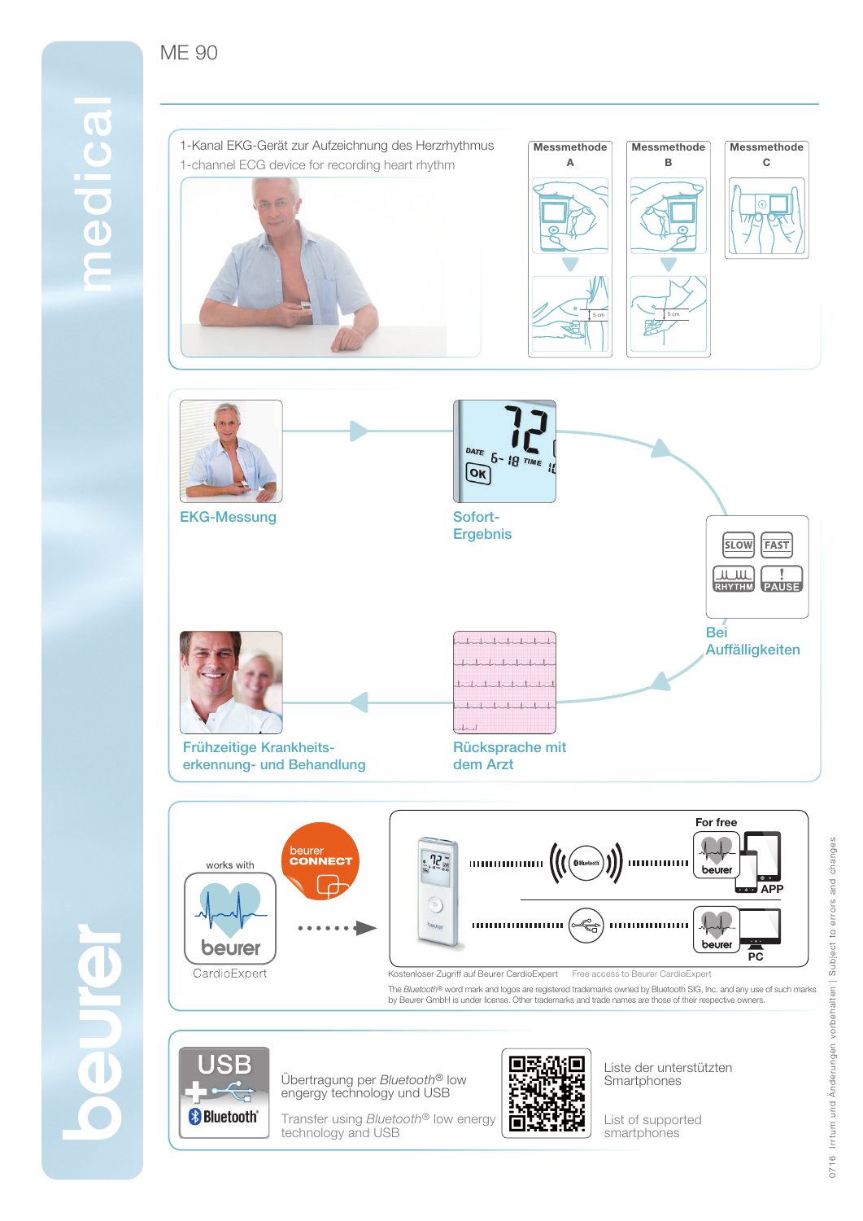# ME 90

1-Kanal EKG-Gerät zur Aufzeichnung des Herzrhythmus
1-channel ECG device for recording heart rhythm

Messmethode A

Messmethode B

Messmethode C

EKG-Messung

Sofort-Ergebnis

Bei Auffälligkeiten

Rücksprache mit dem Arzt

Frühzeitige Krankheits-erkennung- und Behandlung

works with

beurer CardioExpert

beurer CONNECT

For free

APP

PC

Kostenloser Zugriff auf Beurer CardioExpert    Free access to Beurer CardioExpert

The *Bluetooth*® word mark and logos are registered trademarks owned by Bluetooth SIG, Inc. and any use of such marks by Beurer GmbH is under license. Other trademarks and trade names are those of their respective owners.

USB

Bluetooth

Übertragung per *Bluetooth*® low engergy technologie und USB

Transfer using *Bluetooth*® low energy technology and USB

Liste der unterstützten Smartphones

List of supported smartphones

0716 Irrtum und Änderungen vorbehalten | Subject to errors and changes